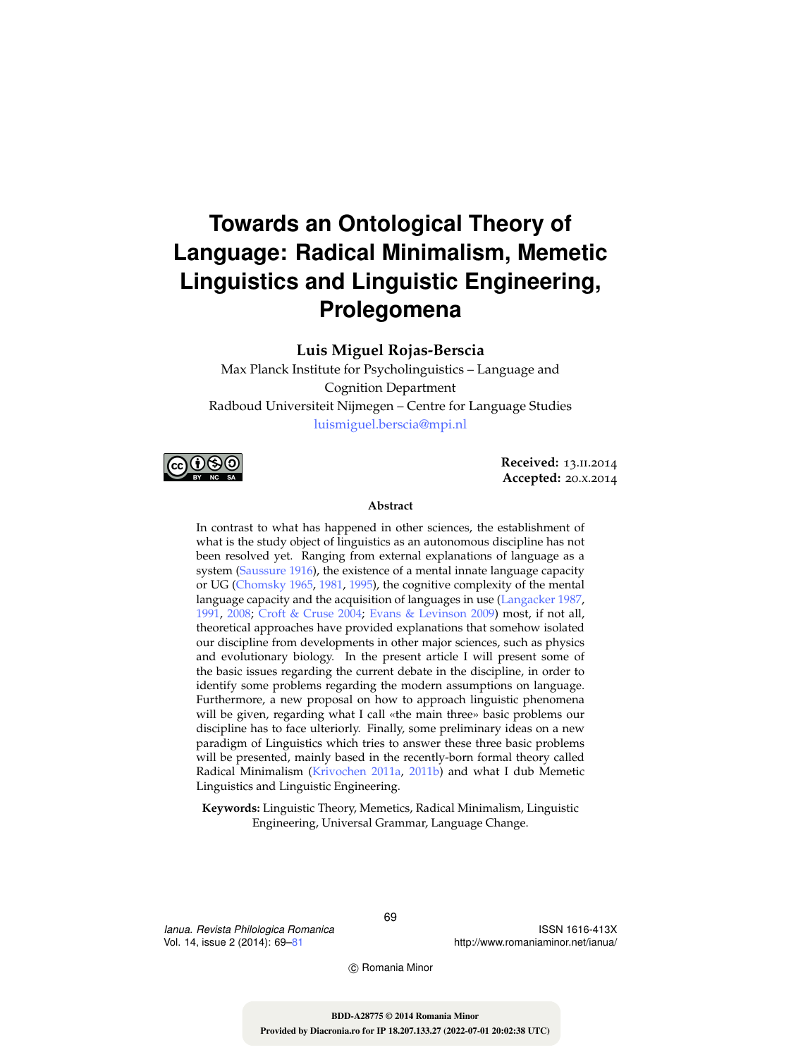# Towards an Ontological Theory of Language: Radical Minimalism, Memetic Linguistics and Linguistic Engineering, Prolegomena

**Luis Miguel Rojas-Berscia**

Max Planck Institute for Psycholinguistics – Language and Cognition Department

Radboud Universiteit Nijmegen – Centre for Language Studies

luismiguel.berscia@mpi.nl

**Received:** 13.II.2014
**Accepted:** 20.X.2014

### Abstract

In contrast to what has happened in other sciences, the establishment of what is the study object of linguistics as an autonomous discipline has not been resolved yet. Ranging from external explanations of language as a system (Saussure 1916), the existence of a mental innate language capacity or UG (Chomsky 1965, 1981, 1995), the cognitive complexity of the mental language capacity and the acquisition of languages in use (Langacker 1987, 1991, 2008; Croft & Cruse 2004; Evans & Levinson 2009) most, if not all, theoretical approaches have provided explanations that somehow isolated our discipline from developments in other major sciences, such as physics and evolutionary biology. In the present article I will present some of the basic issues regarding the current debate in the discipline, in order to identify some problems regarding the modern assumptions on language. Furthermore, a new proposal on how to approach linguistic phenomena will be given, regarding what I call «the main three» basic problems our discipline has to face ulteriorly. Finally, some preliminary ideas on a new paradigm of Linguistics which tries to answer these three basic problems will be presented, mainly based in the recently-born formal theory called Radical Minimalism (Krivochen 2011a, 2011b) and what I dub Memetic Linguistics and Linguistic Engineering.

**Keywords:** Linguistic Theory, Memetics, Radical Minimalism, Linguistic Engineering, Universal Grammar, Language Change.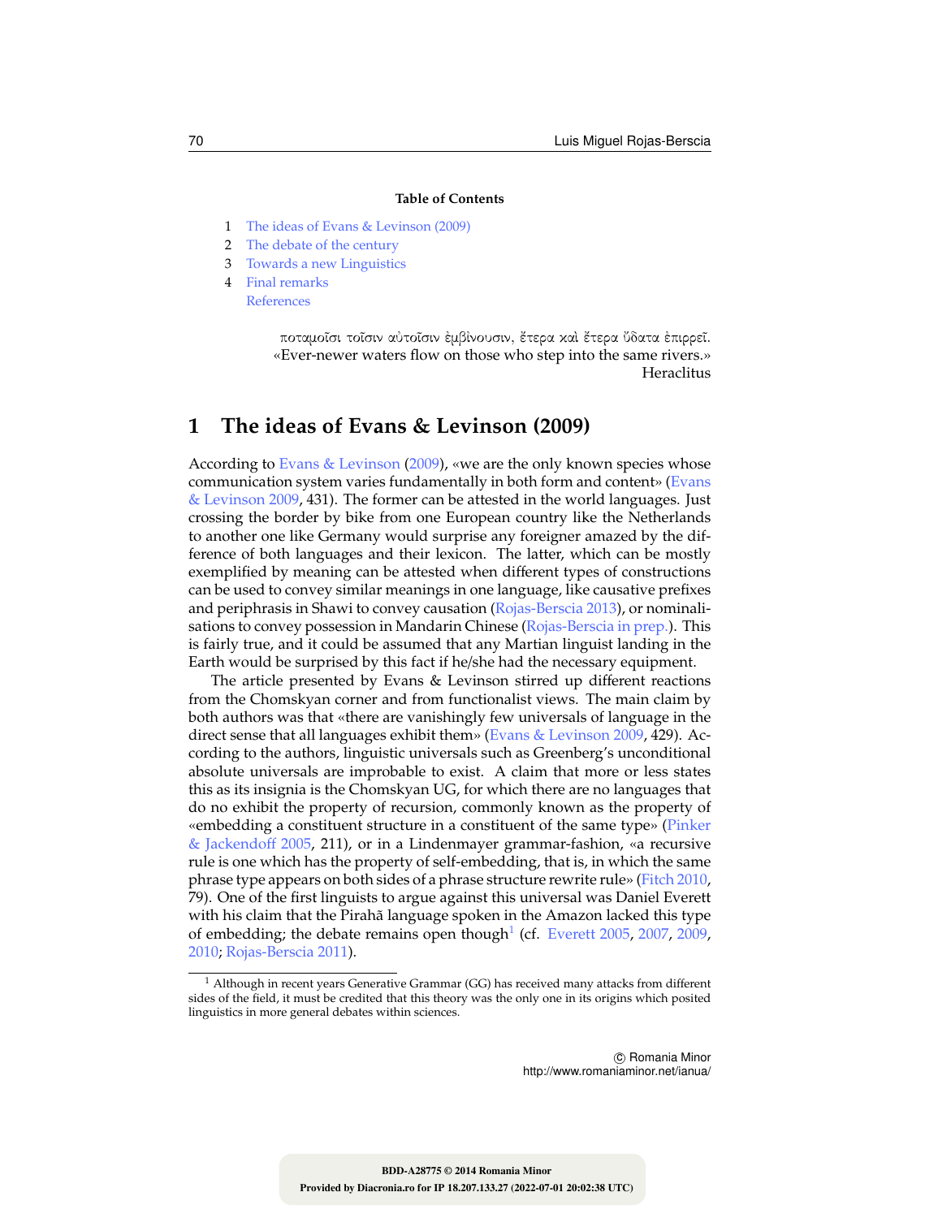**Table of Contents**

1 The ideas of Evans & Levinson (2009)
2 The debate of the century
3 Towards a new Linguistics
4 Final remarks
References

ποταμοῖσι τοῖσιν αὐτοῖσιν ἐμβὶνουσιν, ἕτερα καὶ ἕτερα ὕδατα ἐπιρρεῖ.
«Ever-newer waters flow on those who step into the same rivers.»
Heraclitus

## 1 The ideas of Evans & Levinson (2009)

According to Evans & Levinson (2009), «we are the only known species whose communication system varies fundamentally in both form and content» (Evans & Levinson 2009, 431). The former can be attested in the world languages. Just crossing the border by bike from one European country like the Netherlands to another one like Germany would surprise any foreigner amazed by the difference of both languages and their lexicon. The latter, which can be mostly exemplified by meaning can be attested when different types of constructions can be used to convey similar meanings in one language, like causative prefixes and periphrasis in Shawi to convey causation (Rojas-Berscia 2013), or nominalisations to convey possession in Mandarin Chinese (Rojas-Berscia in prep.). This is fairly true, and it could be assumed that any Martian linguist landing in the Earth would be surprised by this fact if he/she had the necessary equipment.

The article presented by Evans & Levinson stirred up different reactions from the Chomskyan corner and from functionalist views. The main claim by both authors was that «there are vanishingly few universals of language in the direct sense that all languages exhibit them» (Evans & Levinson 2009, 429). According to the authors, linguistic universals such as Greenberg's unconditional absolute universals are improbable to exist. A claim that more or less states this as its insignia is the Chomskyan UG, for which there are no languages that do no exhibit the property of recursion, commonly known as the property of «embedding a constituent structure in a constituent of the same type» (Pinker & Jackendoff 2005, 211), or in a Lindenmayer grammar-fashion, «a recursive rule is one which has the property of self-embedding, that is, in which the same phrase type appears on both sides of a phrase structure rewrite rule» (Fitch 2010, 79). One of the first linguists to argue against this universal was Daniel Everett with his claim that the Pirahã language spoken in the Amazon lacked this type of embedding; the debate remains open though[1] (cf. Everett 2005, 2007, 2009, 2010; Rojas-Berscia 2011).

[1] Although in recent years Generative Grammar (GG) has received many attacks from different sides of the field, it must be credited that this theory was the only one in its origins which posited linguistics in more general debates within sciences.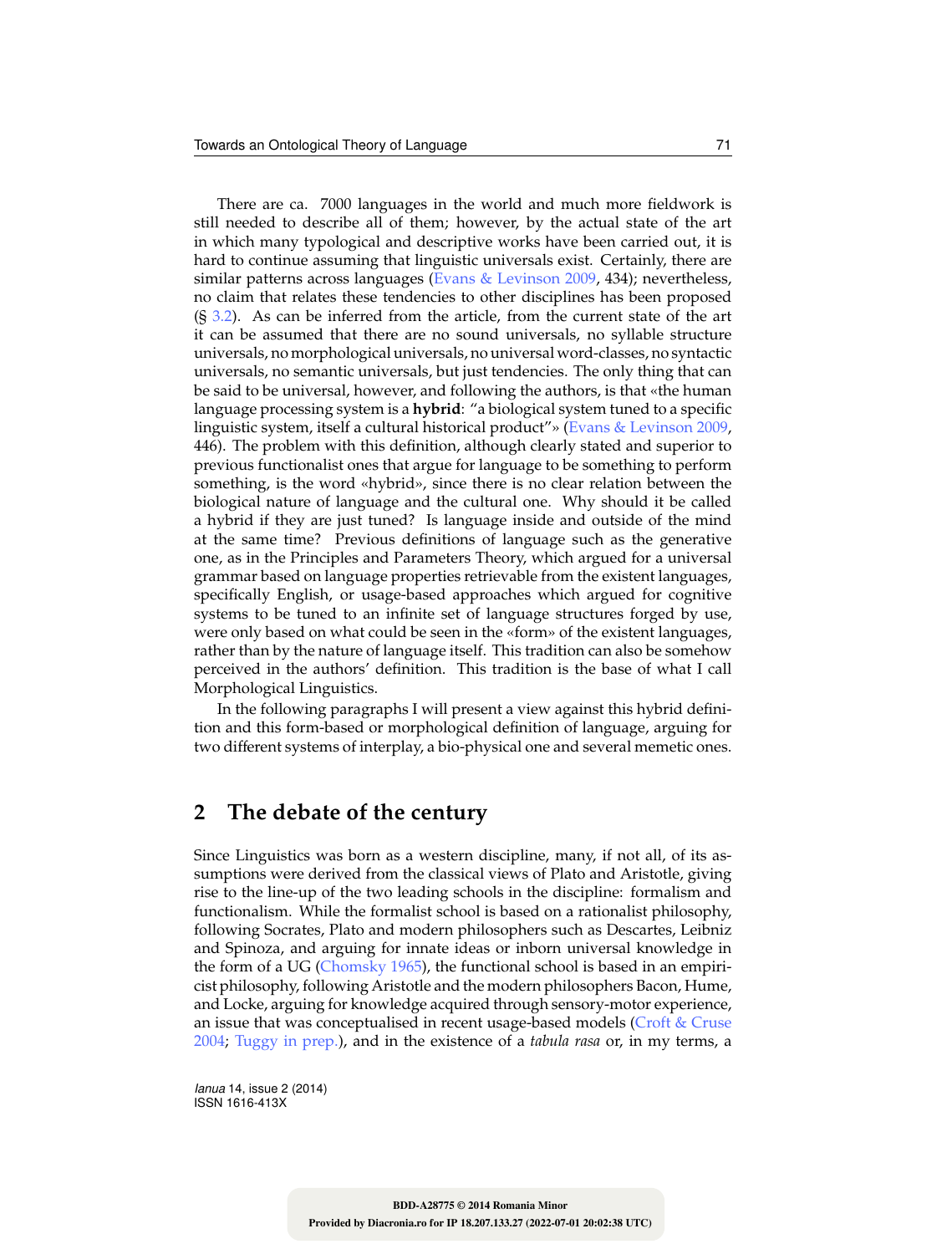There are ca. 7000 languages in the world and much more fieldwork is still needed to describe all of them; however, by the actual state of the art in which many typological and descriptive works have been carried out, it is hard to continue assuming that linguistic universals exist. Certainly, there are similar patterns across languages (Evans & Levinson 2009, 434); nevertheless, no claim that relates these tendencies to other disciplines has been proposed (§ 3.2). As can be inferred from the article, from the current state of the art it can be assumed that there are no sound universals, no syllable structure universals, no morphological universals, no universal word-classes, no syntactic universals, no semantic universals, but just tendencies. The only thing that can be said to be universal, however, and following the authors, is that «the human language processing system is a **hybrid**: "a biological system tuned to a specific linguistic system, itself a cultural historical product"» (Evans & Levinson 2009, 446). The problem with this definition, although clearly stated and superior to previous functionalist ones that argue for language to be something to perform something, is the word «hybrid», since there is no clear relation between the biological nature of language and the cultural one. Why should it be called a hybrid if they are just tuned? Is language inside and outside of the mind at the same time? Previous definitions of language such as the generative one, as in the Principles and Parameters Theory, which argued for a universal grammar based on language properties retrievable from the existent languages, specifically English, or usage-based approaches which argued for cognitive systems to be tuned to an infinite set of language structures forged by use, were only based on what could be seen in the «form» of the existent languages, rather than by the nature of language itself. This tradition can also be somehow perceived in the authors' definition. This tradition is the base of what I call Morphological Linguistics.

In the following paragraphs I will present a view against this hybrid definition and this form-based or morphological definition of language, arguing for two different systems of interplay, a bio-physical one and several memetic ones.

## 2 The debate of the century

Since Linguistics was born as a western discipline, many, if not all, of its assumptions were derived from the classical views of Plato and Aristotle, giving rise to the line-up of the two leading schools in the discipline: formalism and functionalism. While the formalist school is based on a rationalist philosophy, following Socrates, Plato and modern philosophers such as Descartes, Leibniz and Spinoza, and arguing for innate ideas or inborn universal knowledge in the form of a UG (Chomsky 1965), the functional school is based in an empiricist philosophy, following Aristotle and the modern philosophers Bacon, Hume, and Locke, arguing for knowledge acquired through sensory-motor experience, an issue that was conceptualised in recent usage-based models (Croft & Cruse 2004; Tuggy in prep.), and in the existence of a *tabula rasa* or, in my terms, a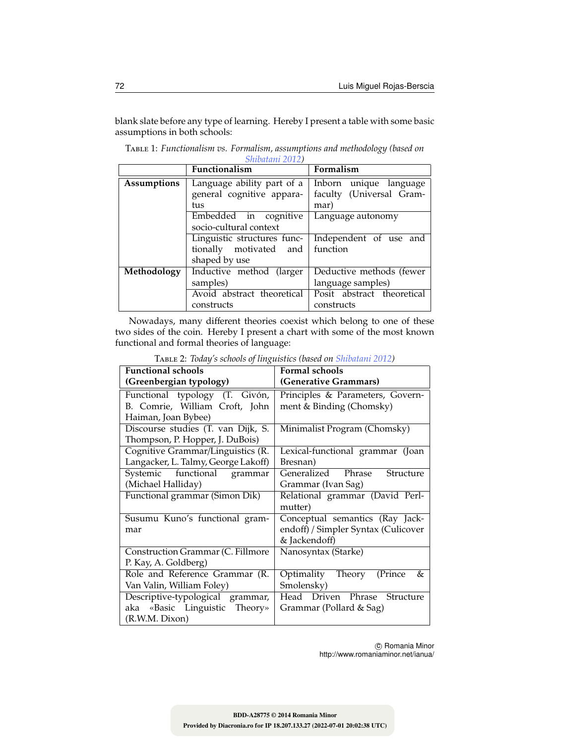blank slate before any type of learning. Hereby I present a table with some basic assumptions in both schools:

TABLE 1: *Functionalism vs. Formalism, assumptions and methodology (based on Shibatani 2012)*

| | **Functionalism** | **Formalism** |
|---|---|---|
| **Assumptions** | Language ability part of a general cognitive apparatus | Inborn unique language faculty (Universal Grammar) |
| | Embedded in cognitive socio-cultural context | Language autonomy |
| | Linguistic structures functionally motivated and shaped by use | Independent of use and function |
| **Methodology** | Inductive method (larger samples) | Deductive methods (fewer language samples) |
| | Avoid abstract theoretical constructs | Posit abstract theoretical constructs |

Nowadays, many different theories coexist which belong to one of these two sides of the coin. Hereby I present a chart with some of the most known functional and formal theories of language:

TABLE 2: *Today's schools of linguistics (based on Shibatani 2012)*

| **Functional schools (Greenbergian typology)** | **Formal schools (Generative Grammars)** |
|---|---|
| Functional typology (T. Givón, B. Comrie, William Croft, John Haiman, Joan Bybee) | Principles & Parameters, Government & Binding (Chomsky) |
| Discourse studies (T. van Dijk, S. Thompson, P. Hopper, J. DuBois) | Minimalist Program (Chomsky) |
| Cognitive Grammar/Linguistics (R. Langacker, L. Talmy, George Lakoff) | Lexical-functional grammar (Joan Bresnan) |
| Systemic functional grammar (Michael Halliday) | Generalized Phrase Structure Grammar (Ivan Sag) |
| Functional grammar (Simon Dik) | Relational grammar (David Perlmutter) |
| Susumu Kuno's functional grammar | Conceptual semantics (Ray Jackendoff) / Simpler Syntax (Culicover & Jackendoff) |
| Construction Grammar (C. Fillmore P. Kay, A. Goldberg) | Nanosyntax (Starke) |
| Role and Reference Grammar (R. Van Valin, William Foley) | Optimality Theory (Prince & Smolensky) |
| Descriptive-typological grammar, aka «Basic Linguistic Theory» (R.W.M. Dixon) | Head Driven Phrase Structure Grammar (Pollard & Sag) |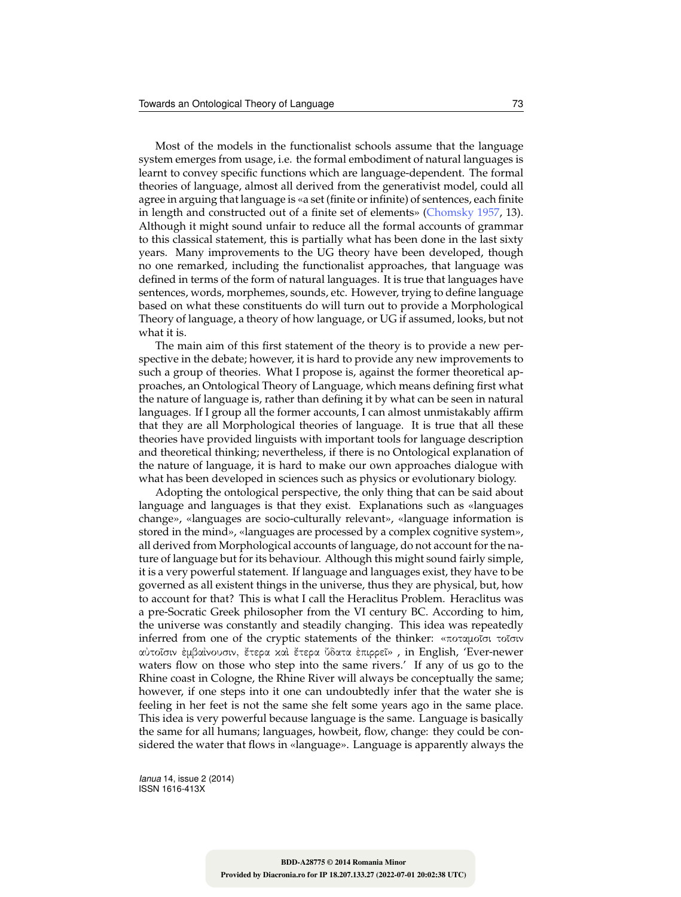Most of the models in the functionalist schools assume that the language system emerges from usage, i.e. the formal embodiment of natural languages is learnt to convey specific functions which are language-dependent. The formal theories of language, almost all derived from the generativist model, could all agree in arguing that language is «a set (finite or infinite) of sentences, each finite in length and constructed out of a finite set of elements» (Chomsky 1957, 13). Although it might sound unfair to reduce all the formal accounts of grammar to this classical statement, this is partially what has been done in the last sixty years. Many improvements to the UG theory have been developed, though no one remarked, including the functionalist approaches, that language was defined in terms of the form of natural languages. It is true that languages have sentences, words, morphemes, sounds, etc. However, trying to define language based on what these constituents do will turn out to provide a Morphological Theory of language, a theory of how language, or UG if assumed, looks, but not what it is.

The main aim of this first statement of the theory is to provide a new perspective in the debate; however, it is hard to provide any new improvements to such a group of theories. What I propose is, against the former theoretical approaches, an Ontological Theory of Language, which means defining first what the nature of language is, rather than defining it by what can be seen in natural languages. If I group all the former accounts, I can almost unmistakably affirm that they are all Morphological theories of language. It is true that all these theories have provided linguists with important tools for language description and theoretical thinking; nevertheless, if there is no Ontological explanation of the nature of language, it is hard to make our own approaches dialogue with what has been developed in sciences such as physics or evolutionary biology.

Adopting the ontological perspective, the only thing that can be said about language and languages is that they exist. Explanations such as «languages change», «languages are socio-culturally relevant», «language information is stored in the mind», «languages are processed by a complex cognitive system», all derived from Morphological accounts of language, do not account for the nature of language but for its behaviour. Although this might sound fairly simple, it is a very powerful statement. If language and languages exist, they have to be governed as all existent things in the universe, thus they are physical, but, how to account for that? This is what I call the Heraclitus Problem. Heraclitus was a pre-Socratic Greek philosopher from the VI century BC. According to him, the universe was constantly and steadily changing. This idea was repeatedly inferred from one of the cryptic statements of the thinker: «ποταμοῖσι τοῖσιν αὐτοῖσιν ἐμβαίνουσιν, ἕτερα καὶ ἕτερα ὕδατα ἐπιρρεῖ» , in English, 'Ever-newer waters flow on those who step into the same rivers.' If any of us go to the Rhine coast in Cologne, the Rhine River will always be conceptually the same; however, if one steps into it one can undoubtedly infer that the water she is feeling in her feet is not the same she felt some years ago in the same place. This idea is very powerful because language is the same. Language is basically the same for all humans; languages, howbeit, flow, change: they could be considered the water that flows in «language». Language is apparently always the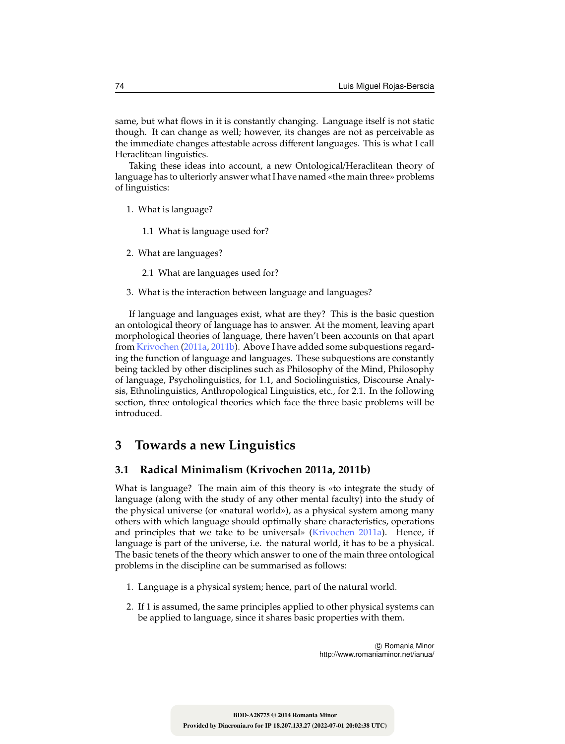same, but what flows in it is constantly changing. Language itself is not static though. It can change as well; however, its changes are not as perceivable as the immediate changes attestable across different languages. This is what I call Heraclitean linguistics.

Taking these ideas into account, a new Ontological/Heraclitean theory of language has to ulteriorly answer what I have named «the main three» problems of linguistics:

1. What is language?

   1.1 What is language used for?

2. What are languages?

   2.1 What are languages used for?

3. What is the interaction between language and languages?

If language and languages exist, what are they? This is the basic question an ontological theory of language has to answer. At the moment, leaving apart morphological theories of language, there haven't been accounts on that apart from Krivochen (2011a, 2011b). Above I have added some subquestions regarding the function of language and languages. These subquestions are constantly being tackled by other disciplines such as Philosophy of the Mind, Philosophy of language, Psycholinguistics, for 1.1, and Sociolinguistics, Discourse Analysis, Ethnolinguistics, Anthropological Linguistics, etc., for 2.1. In the following section, three ontological theories which face the three basic problems will be introduced.

# 3 Towards a new Linguistics

## 3.1 Radical Minimalism (Krivochen 2011a, 2011b)

What is language? The main aim of this theory is «to integrate the study of language (along with the study of any other mental faculty) into the study of the physical universe (or «natural world»), as a physical system among many others with which language should optimally share characteristics, operations and principles that we take to be universal» (Krivochen 2011a). Hence, if language is part of the universe, i.e. the natural world, it has to be a physical. The basic tenets of the theory which answer to one of the main three ontological problems in the discipline can be summarised as follows:

1. Language is a physical system; hence, part of the natural world.

2. If 1 is assumed, the same principles applied to other physical systems can be applied to language, since it shares basic properties with them.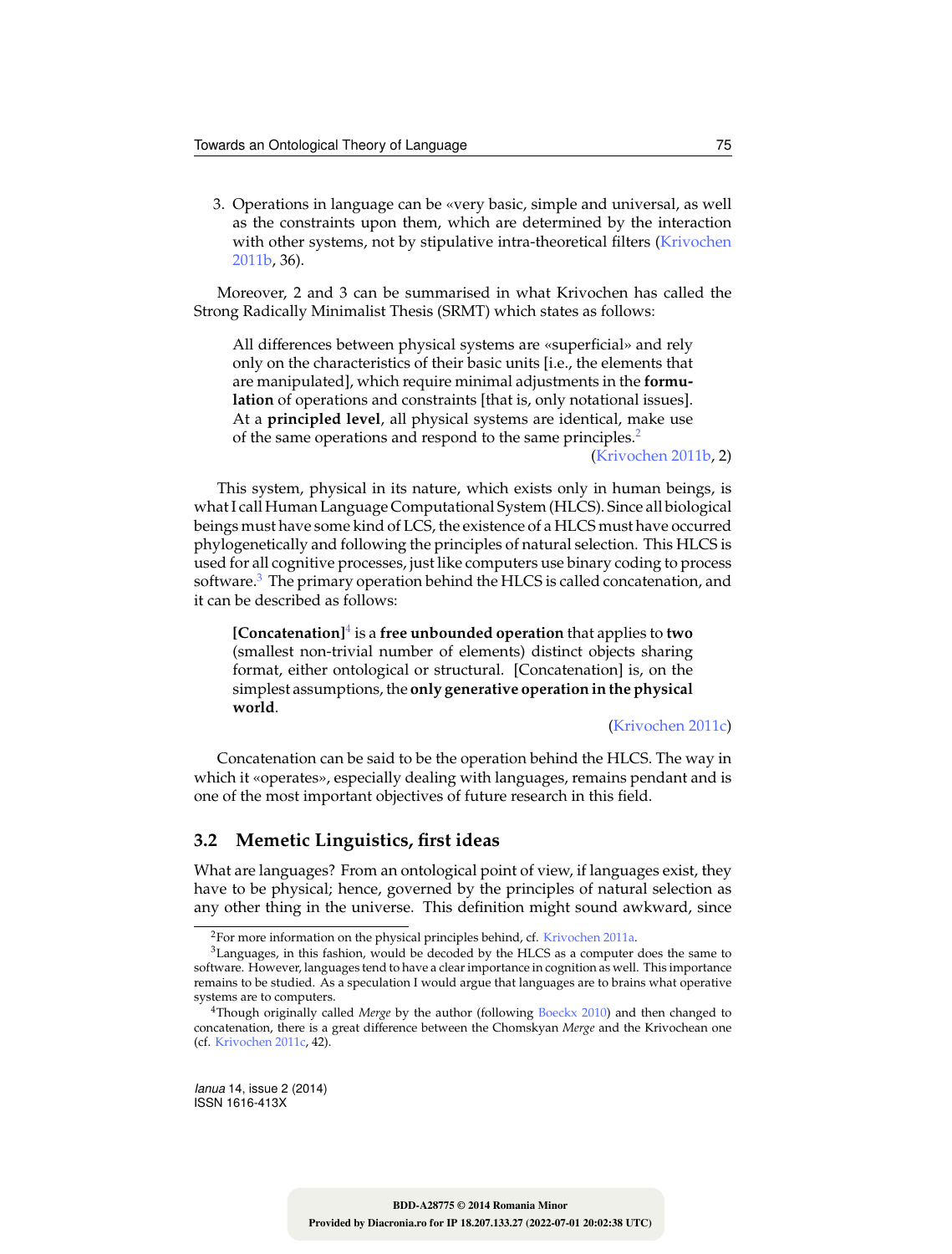3. Operations in language can be «very basic, simple and universal, as well as the constraints upon them, which are determined by the interaction with other systems, not by stipulative intra-theoretical filters (Krivochen 2011b, 36).

Moreover, 2 and 3 can be summarised in what Krivochen has called the Strong Radically Minimalist Thesis (SRMT) which states as follows:

> All differences between physical systems are «superficial» and rely only on the characteristics of their basic units [i.e., the elements that are manipulated], which require minimal adjustments in the **formulation** of operations and constraints [that is, only notational issues]. At a **principled level**, all physical systems are identical, make use of the same operations and respond to the same principles.[2]
>
> (Krivochen 2011b, 2)

This system, physical in its nature, which exists only in human beings, is what I call Human Language Computational System (HLCS). Since all biological beings must have some kind of LCS, the existence of a HLCS must have occurred phylogenetically and following the principles of natural selection. This HLCS is used for all cognitive processes, just like computers use binary coding to process software.[3] The primary operation behind the HLCS is called concatenation, and it can be described as follows:

> **[Concatenation]**[4] is a **free unbounded operation** that applies to **two** (smallest non-trivial number of elements) distinct objects sharing format, either ontological or structural. [Concatenation] is, on the simplest assumptions, the **only generative operation in the physical world**.
>
> (Krivochen 2011c)

Concatenation can be said to be the operation behind the HLCS. The way in which it «operates», especially dealing with languages, remains pendant and is one of the most important objectives of future research in this field.

## 3.2 Memetic Linguistics, first ideas

What are languages? From an ontological point of view, if languages exist, they have to be physical; hence, governed by the principles of natural selection as any other thing in the universe. This definition might sound awkward, since

---

[2] For more information on the physical principles behind, cf. Krivochen 2011a.

[3] Languages, in this fashion, would be decoded by the HLCS as a computer does the same to software. However, languages tend to have a clear importance in cognition as well. This importance remains to be studied. As a speculation I would argue that languages are to brains what operative systems are to computers.

[4] Though originally called *Merge* by the author (following Boeckx 2010) and then changed to concatenation, there is a great difference between the Chomskyan *Merge* and the Krivochean one (cf. Krivochen 2011c, 42).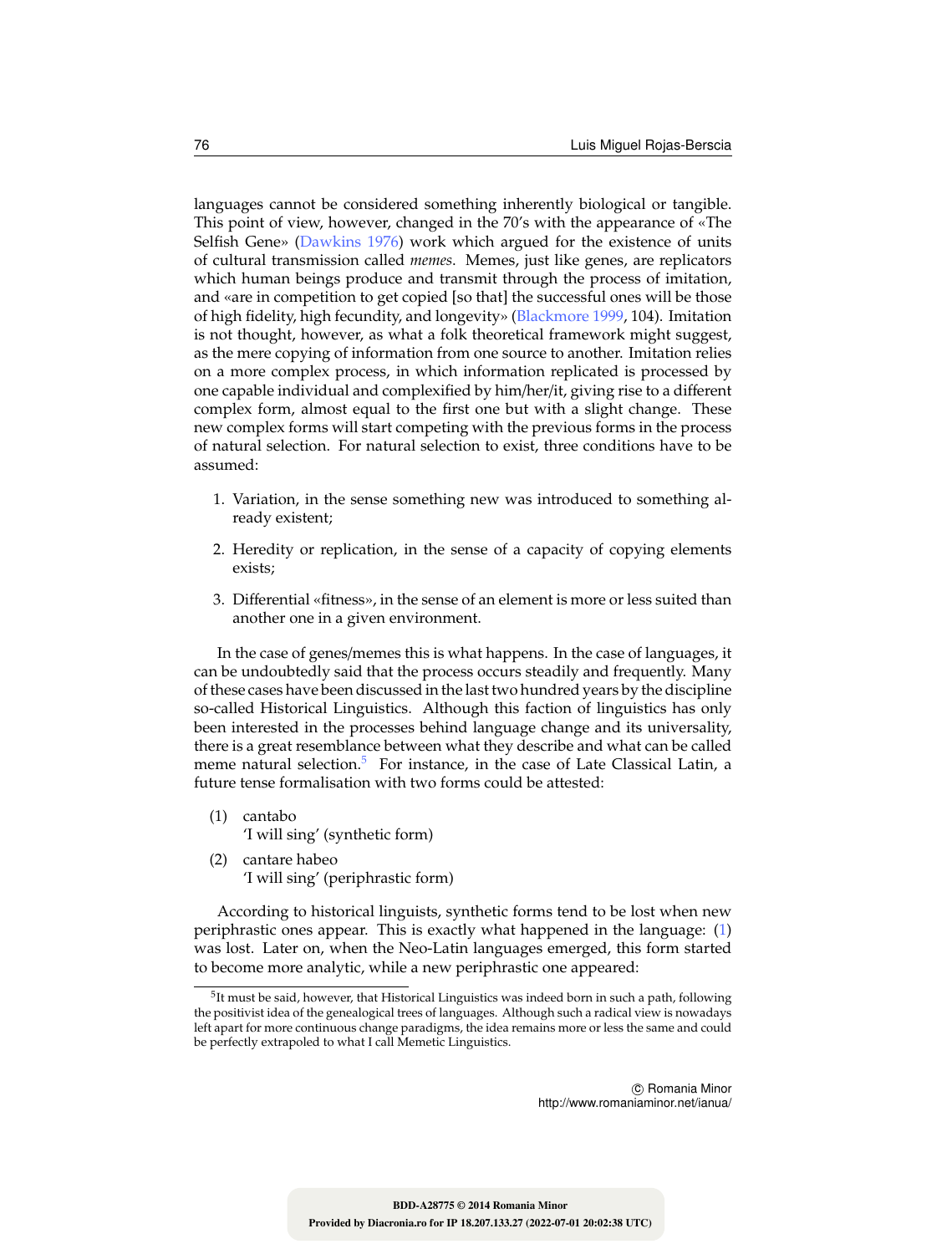languages cannot be considered something inherently biological or tangible. This point of view, however, changed in the 70's with the appearance of «The Selfish Gene» (Dawkins 1976) work which argued for the existence of units of cultural transmission called *memes*. Memes, just like genes, are replicators which human beings produce and transmit through the process of imitation, and «are in competition to get copied [so that] the successful ones will be those of high fidelity, high fecundity, and longevity» (Blackmore 1999, 104). Imitation is not thought, however, as what a folk theoretical framework might suggest, as the mere copying of information from one source to another. Imitation relies on a more complex process, in which information replicated is processed by one capable individual and complexified by him/her/it, giving rise to a different complex form, almost equal to the first one but with a slight change. These new complex forms will start competing with the previous forms in the process of natural selection. For natural selection to exist, three conditions have to be assumed:

1. Variation, in the sense something new was introduced to something already existent;
2. Heredity or replication, in the sense of a capacity of copying elements exists;
3. Differential «fitness», in the sense of an element is more or less suited than another one in a given environment.

In the case of genes/memes this is what happens. In the case of languages, it can be undoubtedly said that the process occurs steadily and frequently. Many of these cases have been discussed in the last two hundred years by the discipline so-called Historical Linguistics. Although this faction of linguistics has only been interested in the processes behind language change and its universality, there is a great resemblance between what they describe and what can be called meme natural selection.[5] For instance, in the case of Late Classical Latin, a future tense formalisation with two forms could be attested:

(1) cantabo
'I will sing' (synthetic form)

(2) cantare habeo
'I will sing' (periphrastic form)

According to historical linguists, synthetic forms tend to be lost when new periphrastic ones appear. This is exactly what happened in the language: (1) was lost. Later on, when the Neo-Latin languages emerged, this form started to become more analytic, while a new periphrastic one appeared:

[5] It must be said, however, that Historical Linguistics was indeed born in such a path, following the positivist idea of the genealogical trees of languages. Although such a radical view is nowadays left apart for more continuous change paradigms, the idea remains more or less the same and could be perfectly extrapoled to what I call Memetic Linguistics.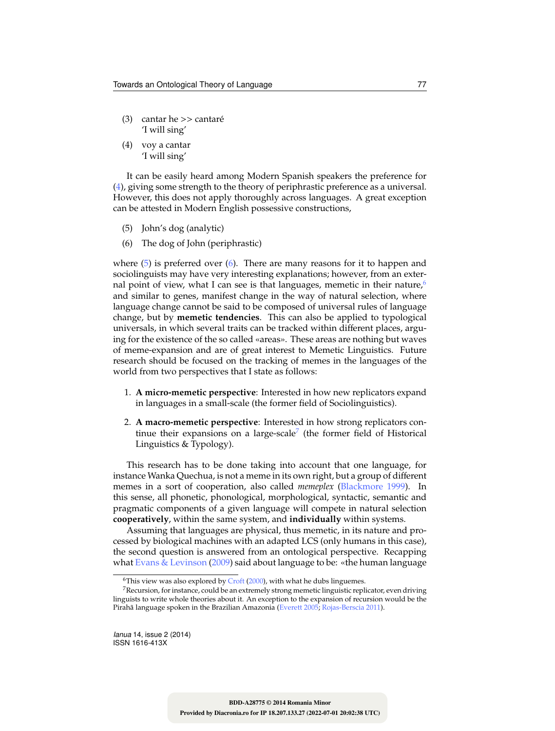(3) cantar he >> cantaré
'I will sing'

(4) voy a cantar
'I will sing'

It can be easily heard among Modern Spanish speakers the preference for (4), giving some strength to the theory of periphrastic preference as a universal. However, this does not apply thoroughly across languages. A great exception can be attested in Modern English possessive constructions,

(5) John's dog (analytic)

(6) The dog of John (periphrastic)

where (5) is preferred over (6). There are many reasons for it to happen and sociolinguists may have very interesting explanations; however, from an external point of view, what I can see is that languages, memetic in their nature,[6] and similar to genes, manifest change in the way of natural selection, where language change cannot be said to be composed of universal rules of language change, but by **memetic tendencies**. This can also be applied to typological universals, in which several traits can be tracked within different places, arguing for the existence of the so called «areas». These areas are nothing but waves of meme-expansion and are of great interest to Memetic Linguistics. Future research should be focused on the tracking of memes in the languages of the world from two perspectives that I state as follows:

1. **A micro-memetic perspective**: Interested in how new replicators expand in languages in a small-scale (the former field of Sociolinguistics).

2. **A macro-memetic perspective**: Interested in how strong replicators continue their expansions on a large-scale[7] (the former field of Historical Linguistics & Typology).

This research has to be done taking into account that one language, for instance Wanka Quechua, is not a meme in its own right, but a group of different memes in a sort of cooperation, also called *memeplex* (Blackmore 1999). In this sense, all phonetic, phonological, morphological, syntactic, semantic and pragmatic components of a given language will compete in natural selection **cooperatively**, within the same system, and **individually** within systems.

Assuming that languages are physical, thus memetic, in its nature and processed by biological machines with an adapted LCS (only humans in this case), the second question is answered from an ontological perspective. Recapping what Evans & Levinson (2009) said about language to be: «the human language

[6] This view was also explored by Croft (2000), with what he dubs linguemes.

[7] Recursion, for instance, could be an extremely strong memetic linguistic replicator, even driving linguists to write whole theories about it. An exception to the expansion of recursion would be the Pirahã language spoken in the Brazilian Amazonia (Everett 2005; Rojas-Berscia 2011).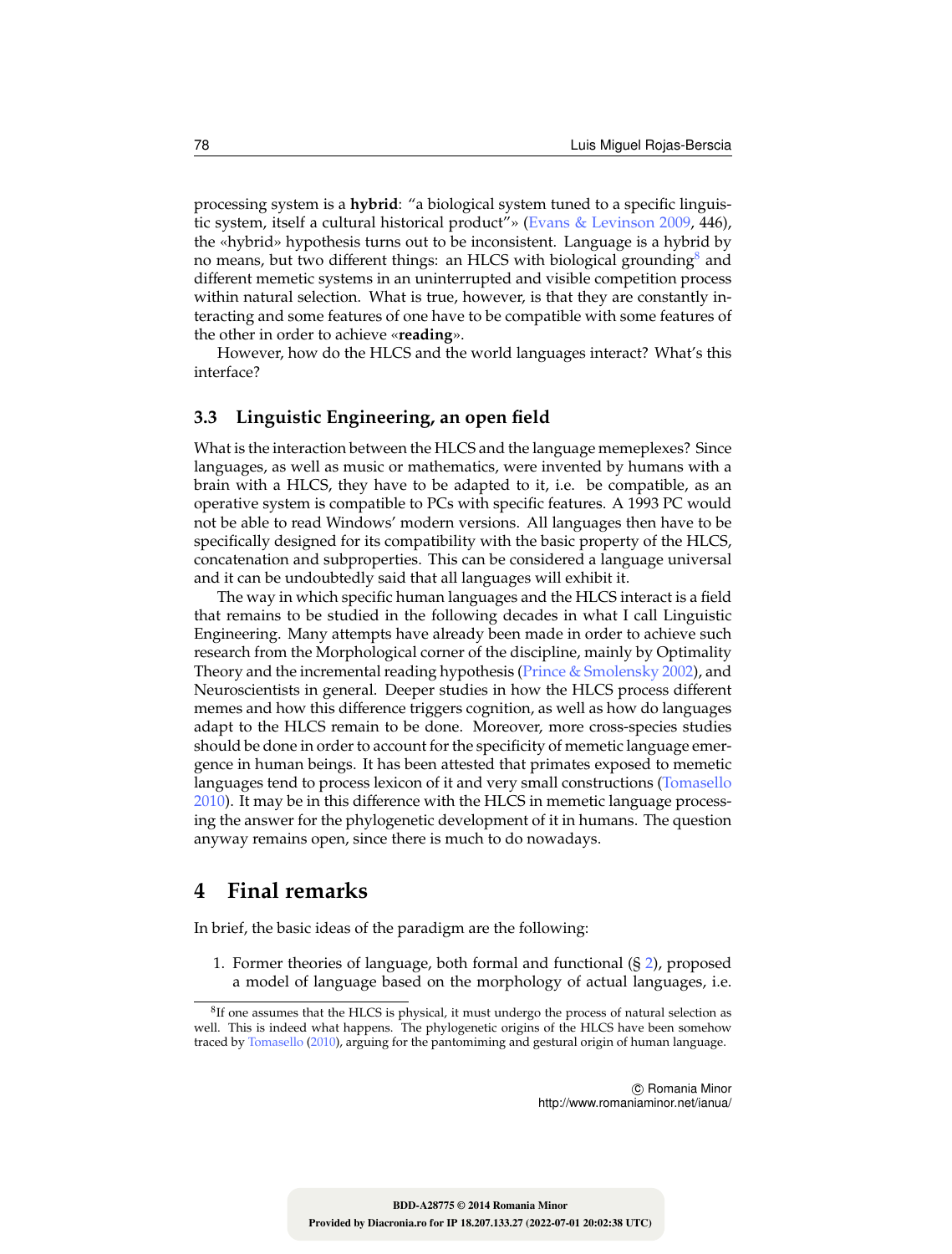processing system is a **hybrid**: "a biological system tuned to a specific linguistic system, itself a cultural historical product"» (Evans & Levinson 2009, 446), the «hybrid» hypothesis turns out to be inconsistent. Language is a hybrid by no means, but two different things: an HLCS with biological grounding[8] and different memetic systems in an uninterrupted and visible competition process within natural selection. What is true, however, is that they are constantly interacting and some features of one have to be compatible with some features of the other in order to achieve «**reading**».

However, how do the HLCS and the world languages interact? What's this interface?

### 3.3 Linguistic Engineering, an open field

What is the interaction between the HLCS and the language memeplexes? Since languages, as well as music or mathematics, were invented by humans with a brain with a HLCS, they have to be adapted to it, i.e. be compatible, as an operative system is compatible to PCs with specific features. A 1993 PC would not be able to read Windows' modern versions. All languages then have to be specifically designed for its compatibility with the basic property of the HLCS, concatenation and subproperties. This can be considered a language universal and it can be undoubtedly said that all languages will exhibit it.

The way in which specific human languages and the HLCS interact is a field that remains to be studied in the following decades in what I call Linguistic Engineering. Many attempts have already been made in order to achieve such research from the Morphological corner of the discipline, mainly by Optimality Theory and the incremental reading hypothesis (Prince & Smolensky 2002), and Neuroscientists in general. Deeper studies in how the HLCS process different memes and how this difference triggers cognition, as well as how do languages adapt to the HLCS remain to be done. Moreover, more cross-species studies should be done in order to account for the specificity of memetic language emergence in human beings. It has been attested that primates exposed to memetic languages tend to process lexicon of it and very small constructions (Tomasello 2010). It may be in this difference with the HLCS in memetic language processing the answer for the phylogenetic development of it in humans. The question anyway remains open, since there is much to do nowadays.

## 4 Final remarks

In brief, the basic ideas of the paradigm are the following:

1. Former theories of language, both formal and functional (§ 2), proposed a model of language based on the morphology of actual languages, i.e.

[8] If one assumes that the HLCS is physical, it must undergo the process of natural selection as well. This is indeed what happens. The phylogenetic origins of the HLCS have been somehow traced by Tomasello (2010), arguing for the pantomiming and gestural origin of human language.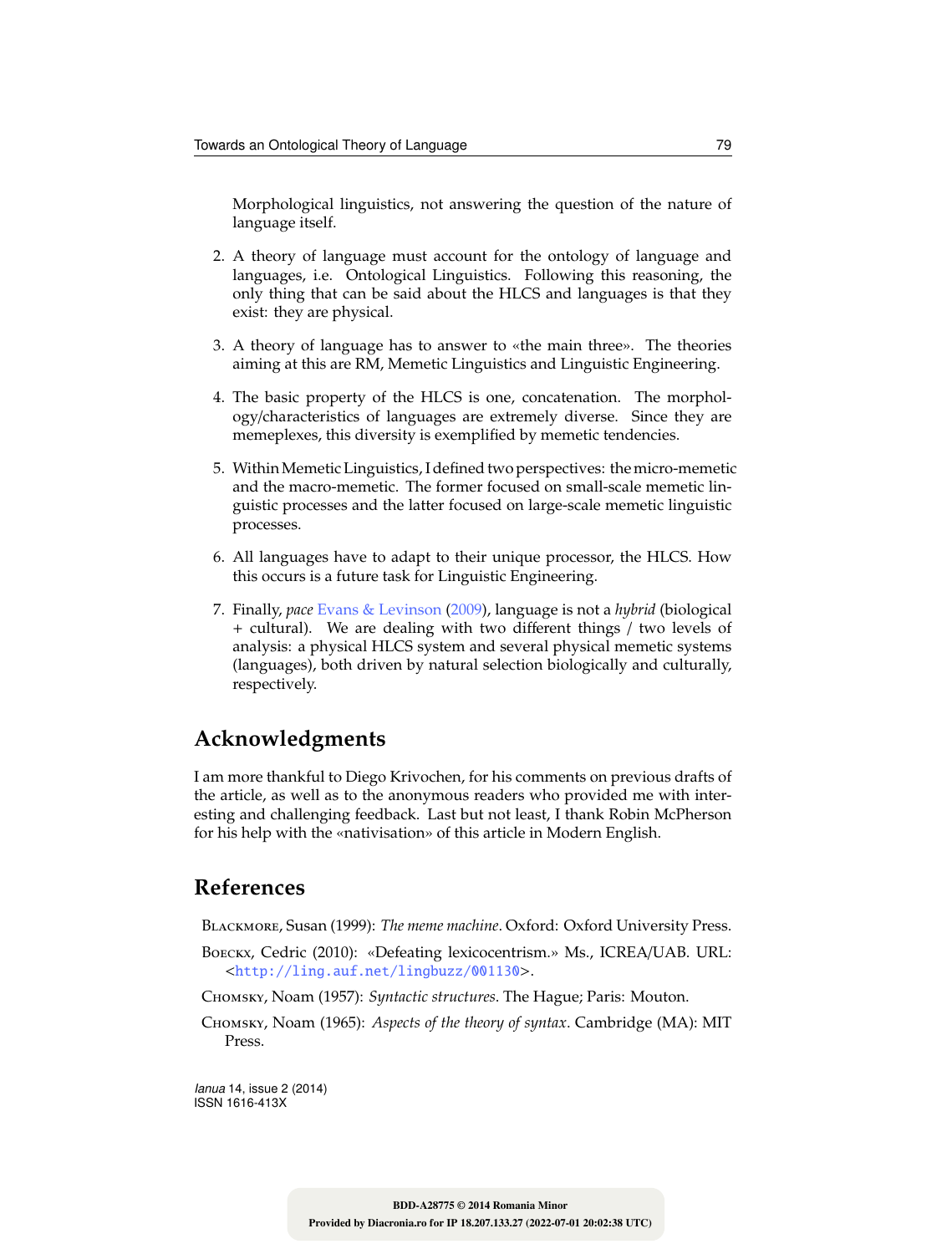Morphological linguistics, not answering the question of the nature of language itself.

2. A theory of language must account for the ontology of language and languages, i.e. Ontological Linguistics. Following this reasoning, the only thing that can be said about the HLCS and languages is that they exist: they are physical.

3. A theory of language has to answer to «the main three». The theories aiming at this are RM, Memetic Linguistics and Linguistic Engineering.

4. The basic property of the HLCS is one, concatenation. The morphology/characteristics of languages are extremely diverse. Since they are memeplexes, this diversity is exemplified by memetic tendencies.

5. Within Memetic Linguistics, I defined two perspectives: the micro-memetic and the macro-memetic. The former focused on small-scale memetic linguistic processes and the latter focused on large-scale memetic linguistic processes.

6. All languages have to adapt to their unique processor, the HLCS. How this occurs is a future task for Linguistic Engineering.

7. Finally, *pace* Evans & Levinson (2009), language is not a *hybrid* (biological + cultural). We are dealing with two different things / two levels of analysis: a physical HLCS system and several physical memetic systems (languages), both driven by natural selection biologically and culturally, respectively.

## Acknowledgments

I am more thankful to Diego Krivochen, for his comments on previous drafts of the article, as well as to the anonymous readers who provided me with interesting and challenging feedback. Last but not least, I thank Robin McPherson for his help with the «nativisation» of this article in Modern English.

## References

Blackmore, Susan (1999): *The meme machine*. Oxford: Oxford University Press.

Boeckx, Cedric (2010): «Defeating lexicocentrism.» Ms., ICREA/UAB. URL: <http://ling.auf.net/lingbuzz/001130>.

Chomsky, Noam (1957): *Syntactic structures*. The Hague; Paris: Mouton.

Chomsky, Noam (1965): *Aspects of the theory of syntax*. Cambridge (MA): MIT Press.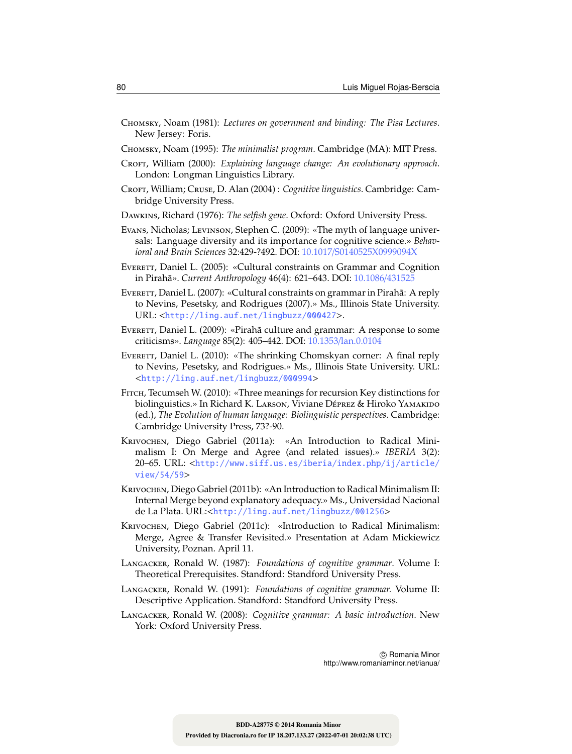Chomsky, Noam (1981): *Lectures on government and binding: The Pisa Lectures*. New Jersey: Foris.

Chomsky, Noam (1995): *The minimalist program*. Cambridge (MA): MIT Press.

Croft, William (2000): *Explaining language change: An evolutionary approach*. London: Longman Linguistics Library.

Croft, William; Cruse, D. Alan (2004) : *Cognitive linguistics*. Cambridge: Cambridge University Press.

Dawkins, Richard (1976): *The selfish gene*. Oxford: Oxford University Press.

Evans, Nicholas; Levinson, Stephen C. (2009): «The myth of language universals: Language diversity and its importance for cognitive science.» *Behavioral and Brain Sciences* 32:429-?492. DOI: 10.1017/S0140525X0999094X

Everett, Daniel L. (2005): «Cultural constraints on Grammar and Cognition in Pirahã». *Current Anthropology* 46(4): 621–643. DOI: 10.1086/431525

Everett, Daniel L. (2007): «Cultural constraints on grammar in Pirahã: A reply to Nevins, Pesetsky, and Rodrigues (2007).» Ms., Illinois State University. URL: <http://ling.auf.net/lingbuzz/000427>.

Everett, Daniel L. (2009): «Pirahã culture and grammar: A response to some criticisms». *Language* 85(2): 405–442. DOI: 10.1353/lan.0.0104

Everett, Daniel L. (2010): «The shrinking Chomskyan corner: A final reply to Nevins, Pesetsky, and Rodrigues.» Ms., Illinois State University. URL: <http://ling.auf.net/lingbuzz/000994>

Fitch, Tecumseh W. (2010): «Three meanings for recursion Key distinctions for biolinguistics.» In Richard K. Larson, Viviane Déprez & Hiroko Yamakido (ed.), *The Evolution of human language: Biolinguistic perspectives*. Cambridge: Cambridge University Press, 73?-90.

Krivochen, Diego Gabriel (2011a): «An Introduction to Radical Minimalism I: On Merge and Agree (and related issues).» *IBERIA* 3(2): 20–65. URL: <http://www.siff.us.es/iberia/index.php/ij/article/view/54/59>

Krivochen, Diego Gabriel (2011b): «An Introduction to Radical Minimalism II: Internal Merge beyond explanatory adequacy.» Ms., Universidad Nacional de La Plata. URL:<http://ling.auf.net/lingbuzz/001256>

Krivochen, Diego Gabriel (2011c): «Introduction to Radical Minimalism: Merge, Agree & Transfer Revisited.» Presentation at Adam Mickiewicz University, Poznan. April 11.

Langacker, Ronald W. (1987): *Foundations of cognitive grammar*. Volume I: Theoretical Prerequisites. Standford: Standford University Press.

Langacker, Ronald W. (1991): *Foundations of cognitive grammar.* Volume II: Descriptive Application. Standford: Standford University Press.

Langacker, Ronald W. (2008): *Cognitive grammar: A basic introduction*. New York: Oxford University Press.

© Romania Minor
http://www.romaniaminor.net/ianua/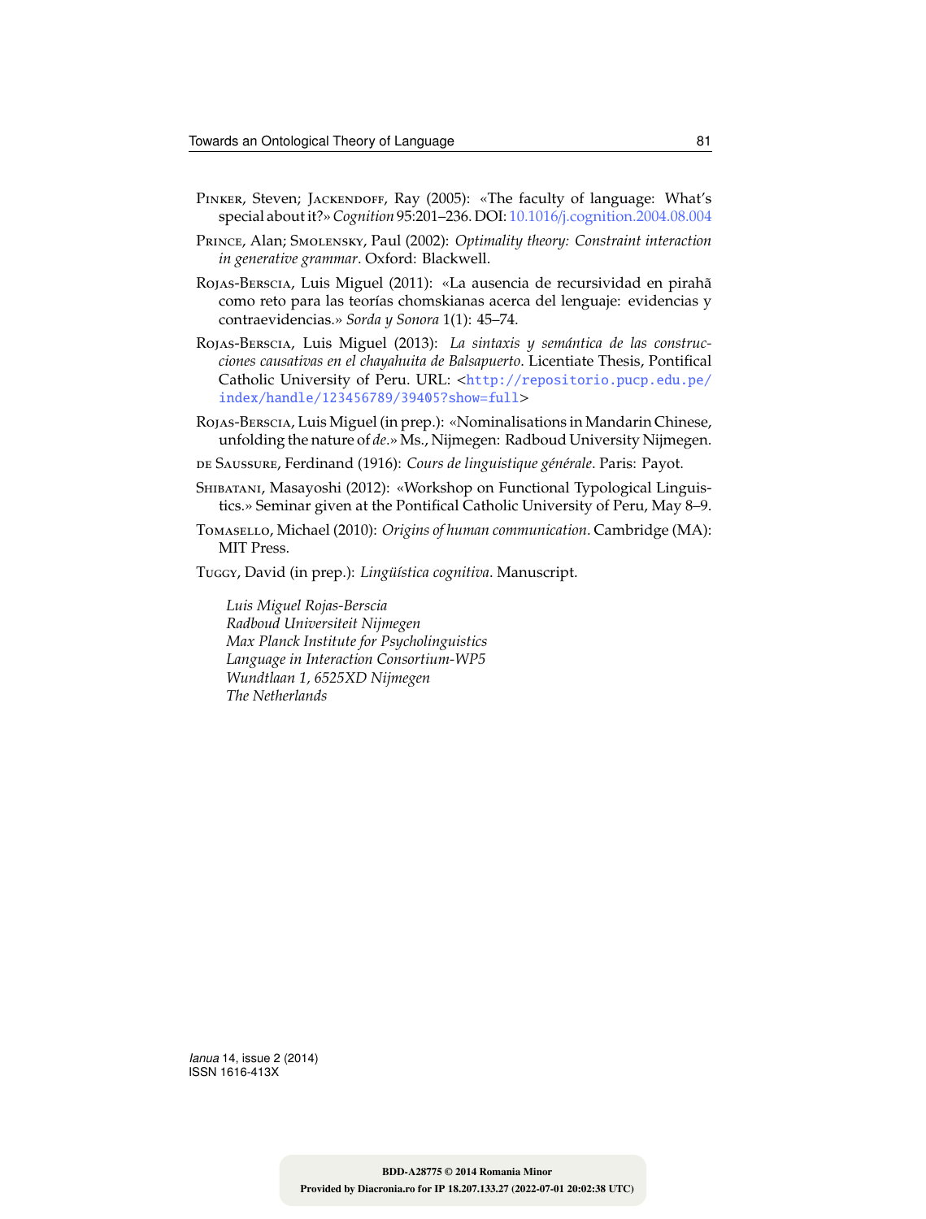Pinker, Steven; Jackendoff, Ray (2005): «The faculty of language: What's special about it?» *Cognition* 95:201–236. DOI: 10.1016/j.cognition.2004.08.004

Prince, Alan; Smolensky, Paul (2002): *Optimality theory: Constraint interaction in generative grammar*. Oxford: Blackwell.

Rojas-Berscia, Luis Miguel (2011): «La ausencia de recursividad en pirahã como reto para las teorías chomskianas acerca del lenguaje: evidencias y contraevidencias.» *Sorda y Sonora* 1(1): 45–74.

Rojas-Berscia, Luis Miguel (2013): *La sintaxis y semántica de las construcciones causativas en el chayahuita de Balsapuerto*. Licentiate Thesis, Pontifical Catholic University of Peru. URL: <http://repositorio.pucp.edu.pe/index/handle/123456789/39405?show=full>

Rojas-Berscia, Luis Miguel (in prep.): «Nominalisations in Mandarin Chinese, unfolding the nature of *de*.» Ms., Nijmegen: Radboud University Nijmegen.

de Saussure, Ferdinand (1916): *Cours de linguistique générale*. Paris: Payot.

Shibatani, Masayoshi (2012): «Workshop on Functional Typological Linguistics.» Seminar given at the Pontifical Catholic University of Peru, May 8–9.

Tomasello, Michael (2010): *Origins of human communication*. Cambridge (MA): MIT Press.

Tuggy, David (in prep.): *Lingüística cognitiva*. Manuscript.

*Luis Miguel Rojas-Berscia*
*Radboud Universiteit Nijmegen*
*Max Planck Institute for Psycholinguistics*
*Language in Interaction Consortium-WP5*
*Wundtlaan 1, 6525XD Nijmegen*
*The Netherlands*